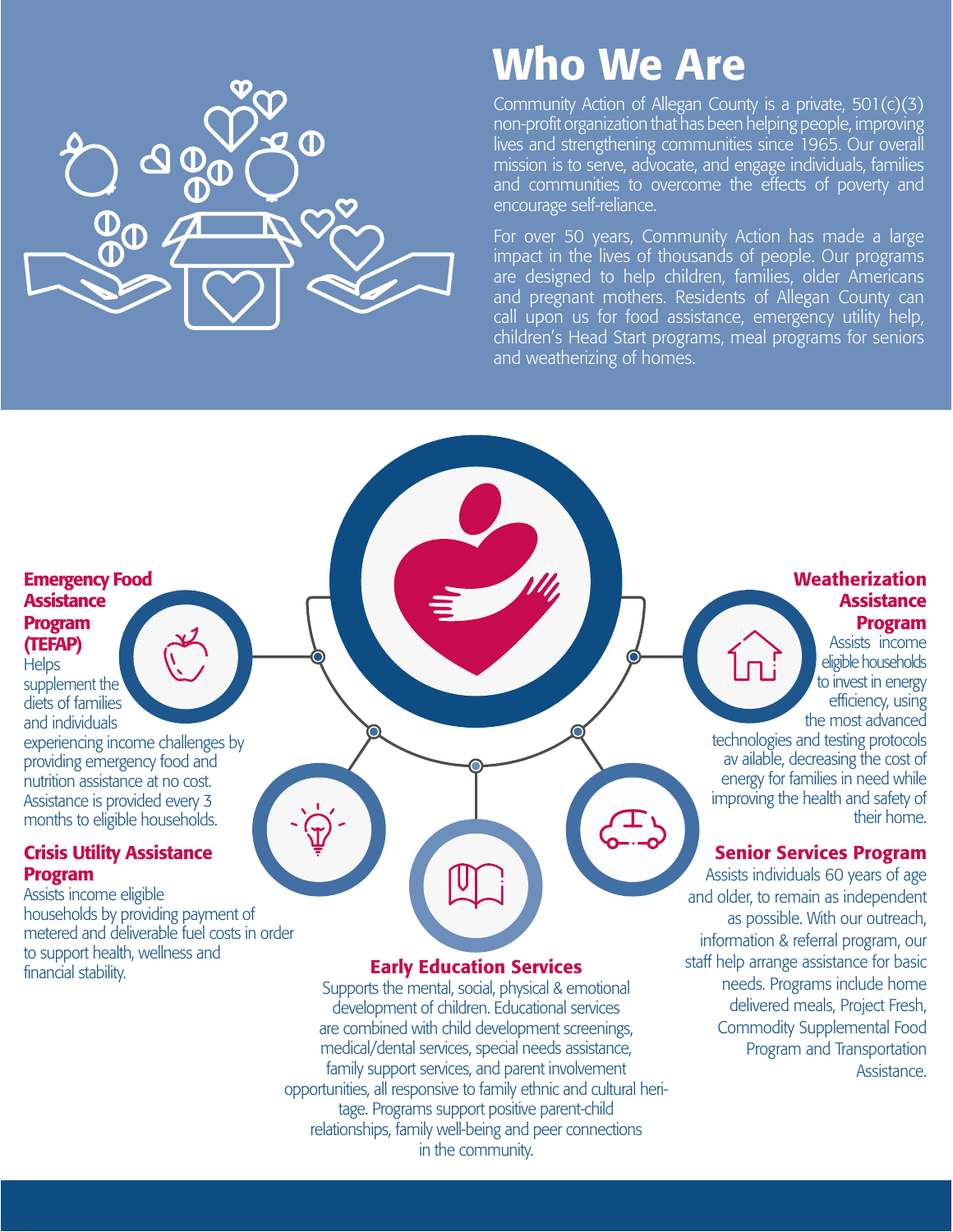# Who We Are

Community Action of Allegan County is a private, 501(c)(3) non-profit organization that has been helping people, improving lives and strengthening communities since 1965. Our overall mission is to serve, advocate, and engage individuals, families and communities to overcome the effects of poverty and encourage self-reliance.

For over 50 years, Community Action has made a large impact in the lives of thousands of people. Our programs are designed to help children, families, older Americans and pregnant mothers. Residents of Allegan County can call upon us for food assistance, emergency utility help, children's Head Start programs, meal programs for seniors and weatherizing of homes.

## Emergency Food Assistance Program (TEFAP)

Helps supplement the diets of families and individuals experiencing income challenges by providing emergency food and nutrition assistance at no cost. Assistance is provided every 3 months to eligible households.

## Crisis Utility Assistance Program

Assists income eligible households by providing payment of metered and deliverable fuel costs in order to support health, wellness and financial stability.

## Early Education Services

Supports the mental, social, physical & emotional development of children. Educational services are combined with child development screenings, medical/dental services, special needs assistance, family support services, and parent involvement opportunities, all responsive to family ethnic and cultural heritage. Programs support positive parent-child relationships, family well-being and peer connections in the community.

## Weatherization Assistance Program

Assists income eligible households to invest in energy efficiency, using the most advanced technologies and testing protocols av ailable, decreasing the cost of energy for families in need while improving the health and safety of their home.

## Senior Services Program

Assists individuals 60 years of age and older, to remain as independent as possible. With our outreach, information & referral program, our staff help arrange assistance for basic needs. Programs include home delivered meals, Project Fresh, Commodity Supplemental Food Program and Transportation Assistance.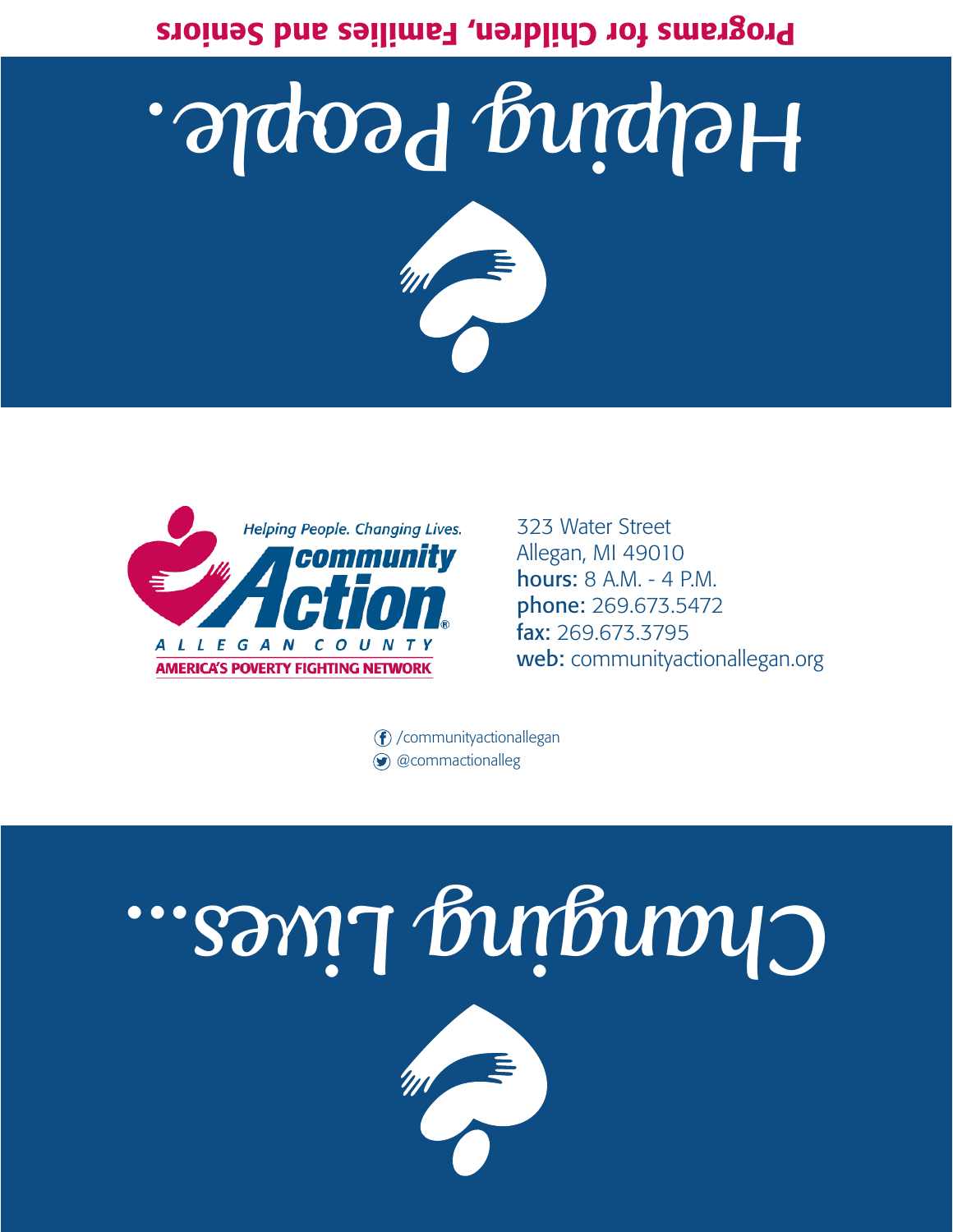Programs for Children, Families and Seniors

# Helping People.

Helping People. Changing Lives.

community Action

ALLEGAN COUNTY

AMERICA'S POVERTY FIGHTING NETWORK

323 Water Street
Allegan, MI 49010
**hours:** 8 A.M. - 4 P.M.
**phone:** 269.673.5472
**fax:** 269.673.3795
**web:** communityactionallegan.org

/communityactionallegan
@commactionalleg

# Changing Lives...